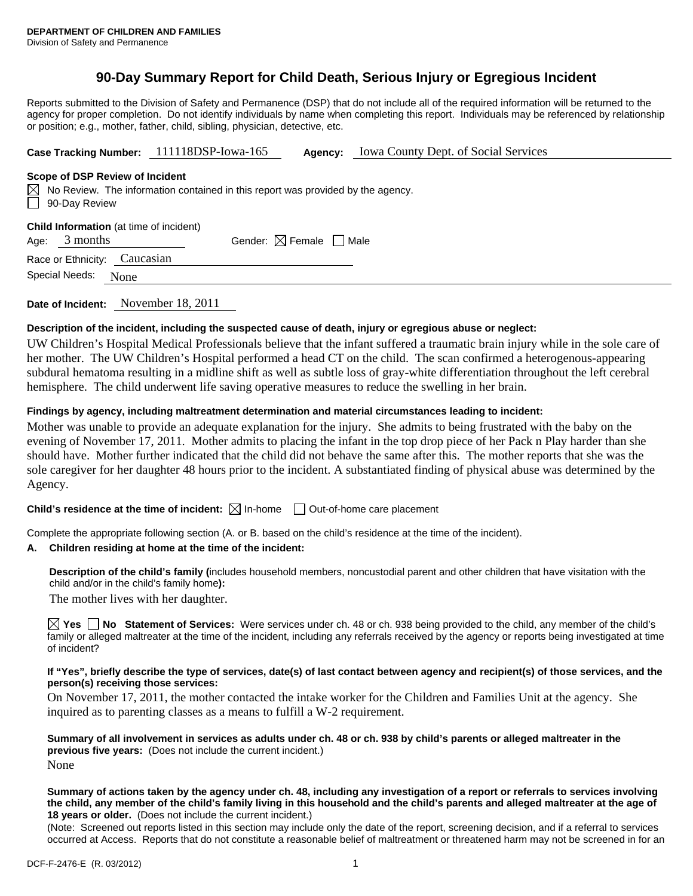**DEPARTMENT OF CHILDREN AND FAMILIES**
Division of Safety and Permanence

# 90-Day Summary Report for Child Death, Serious Injury or Egregious Incident

Reports submitted to the Division of Safety and Permanence (DSP) that do not include all of the required information will be returned to the agency for proper completion. Do not identify individuals by name when completing this report. Individuals may be referenced by relationship or position; e.g., mother, father, child, sibling, physician, detective, etc.

**Case Tracking Number:** 111118DSP-Iowa-165 **Agency:** Iowa County Dept. of Social Services

**Scope of DSP Review of Incident**

☒ No Review. The information contained in this report was provided by the agency.
☐ 90-Day Review

**Child Information** (at time of incident)

Age: 3 months Gender: ☒ Female ☐ Male

Race or Ethnicity: Caucasian

Special Needs: None

**Date of Incident:** November 18, 2011

**Description of the incident, including the suspected cause of death, injury or egregious abuse or neglect:**

UW Children's Hospital Medical Professionals believe that the infant suffered a traumatic brain injury while in the sole care of her mother. The UW Children's Hospital performed a head CT on the child. The scan confirmed a heterogenous-appearing subdural hematoma resulting in a midline shift as well as subtle loss of gray-white differentiation throughout the left cerebral hemisphere. The child underwent life saving operative measures to reduce the swelling in her brain.

**Findings by agency, including maltreatment determination and material circumstances leading to incident:**

Mother was unable to provide an adequate explanation for the injury. She admits to being frustrated with the baby on the evening of November 17, 2011. Mother admits to placing the infant in the top drop piece of her Pack n Play harder than she should have. Mother further indicated that the child did not behave the same after this. The mother reports that she was the sole caregiver for her daughter 48 hours prior to the incident. A substantiated finding of physical abuse was determined by the Agency.

**Child's residence at the time of incident:** ☒ In-home ☐ Out-of-home care placement

Complete the appropriate following section (A. or B. based on the child's residence at the time of the incident).

**A. Children residing at home at the time of the incident:**

**Description of the child's family (**includes household members, noncustodial parent and other children that have visitation with the child and/or in the child's family home**):**

The mother lives with her daughter.

☒ **Yes** ☐ **No Statement of Services:** Were services under ch. 48 or ch. 938 being provided to the child, any member of the child's family or alleged maltreater at the time of the incident, including any referrals received by the agency or reports being investigated at time of incident?

**If "Yes", briefly describe the type of services, date(s) of last contact between agency and recipient(s) of those services, and the person(s) receiving those services:**

On November 17, 2011, the mother contacted the intake worker for the Children and Families Unit at the agency. She inquired as to parenting classes as a means to fulfill a W-2 requirement.

**Summary of all involvement in services as adults under ch. 48 or ch. 938 by child's parents or alleged maltreater in the previous five years:** (Does not include the current incident.)

None

**Summary of actions taken by the agency under ch. 48, including any investigation of a report or referrals to services involving the child, any member of the child's family living in this household and the child's parents and alleged maltreater at the age of 18 years or older.** (Does not include the current incident.)

(Note: Screened out reports listed in this section may include only the date of the report, screening decision, and if a referral to services occurred at Access. Reports that do not constitute a reasonable belief of maltreatment or threatened harm may not be screened in for an

DCF-F-2476-E (R. 03/2012)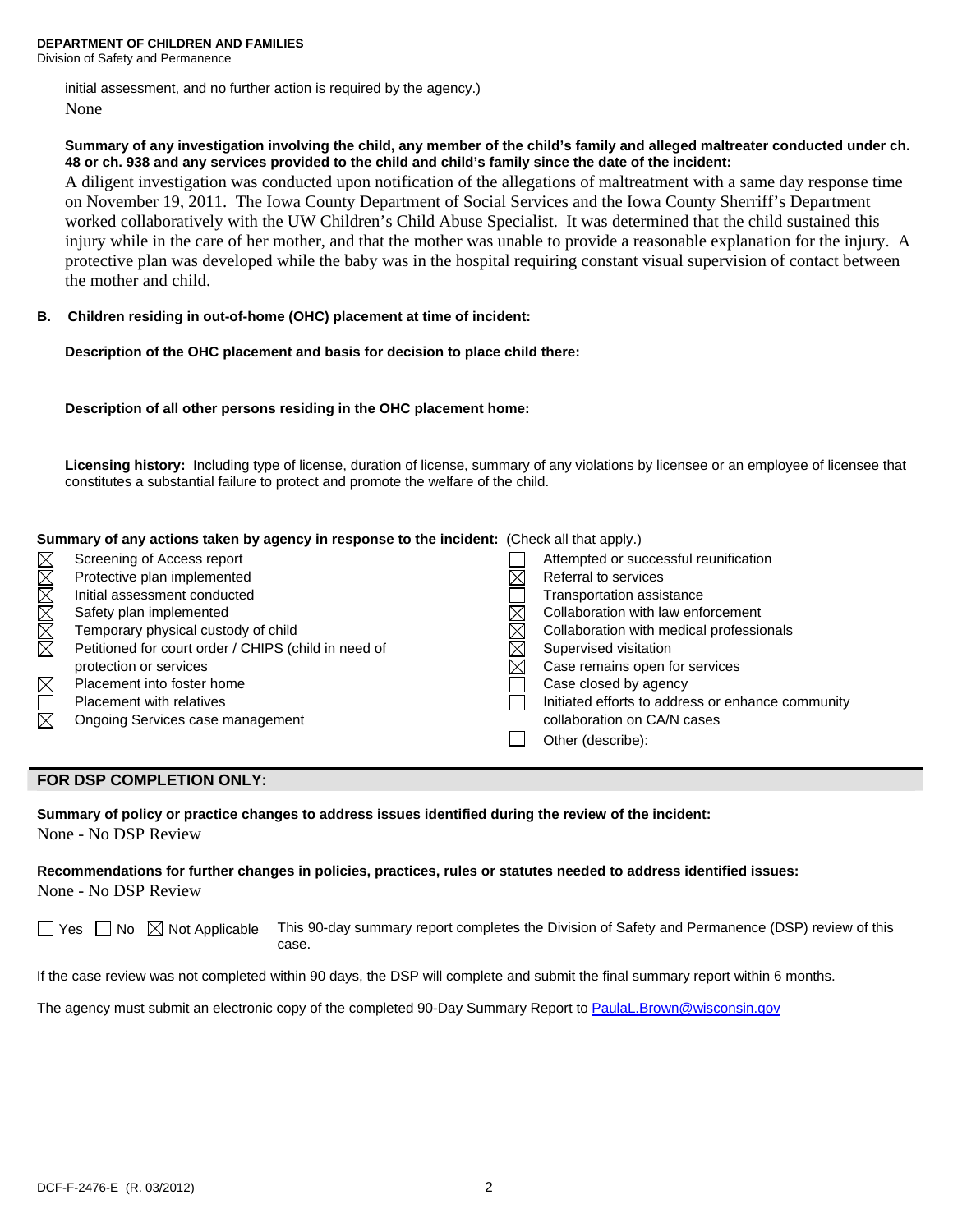initial assessment, and no further action is required by the agency.)

None

**Summary of any investigation involving the child, any member of the child's family and alleged maltreater conducted under ch. 48 or ch. 938 and any services provided to the child and child's family since the date of the incident:**

A diligent investigation was conducted upon notification of the allegations of maltreatment with a same day response time on November 19, 2011. The Iowa County Department of Social Services and the Iowa County Sherriff's Department worked collaboratively with the UW Children's Child Abuse Specialist. It was determined that the child sustained this injury while in the care of her mother, and that the mother was unable to provide a reasonable explanation for the injury. A protective plan was developed while the baby was in the hospital requiring constant visual supervision of contact between the mother and child.

**B. Children residing in out-of-home (OHC) placement at time of incident:**

**Description of the OHC placement and basis for decision to place child there:**

**Description of all other persons residing in the OHC placement home:**

**Licensing history:** Including type of license, duration of license, summary of any violations by licensee or an employee of licensee that constitutes a substantial failure to protect and promote the welfare of the child.

**Summary of any actions taken by agency in response to the incident:** (Check all that apply.)

- ☒ Screening of Access report
- ☒ Protective plan implemented
- ☒ Initial assessment conducted
- ☒ Safety plan implemented
- ☒ Temporary physical custody of child
- ☒ Petitioned for court order / CHIPS (child in need of protection or services
- ☒ Placement into foster home
- ☐ Placement with relatives
- ☒ Ongoing Services case management
- ☐ Attempted or successful reunification
- ☒ Referral to services
- ☐ Transportation assistance
- ☒ Collaboration with law enforcement
- ☒ Collaboration with medical professionals
- ☒ Supervised visitation
- ☒ Case remains open for services
- ☐ Case closed by agency
- ☐ Initiated efforts to address or enhance community collaboration on CA/N cases
- ☐ Other (describe):

## FOR DSP COMPLETION ONLY:

**Summary of policy or practice changes to address issues identified during the review of the incident:**

None - No DSP Review

**Recommendations for further changes in policies, practices, rules or statutes needed to address identified issues:**

None - No DSP Review

☐ Yes ☐ No ☒ Not Applicable This 90-day summary report completes the Division of Safety and Permanence (DSP) review of this case.

If the case review was not completed within 90 days, the DSP will complete and submit the final summary report within 6 months.

The agency must submit an electronic copy of the completed 90-Day Summary Report to PaulaL.Brown@wisconsin.gov